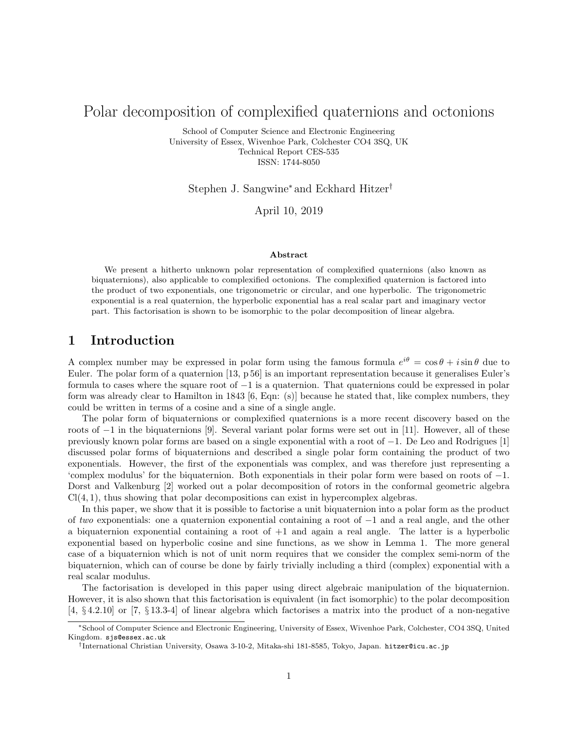# Polar decomposition of complexified quaternions and octonions

School of Computer Science and Electronic Engineering
University of Essex, Wivenhoe Park, Colchester CO4 3SQ, UK
Technical Report CES-535
ISSN: 1744-8050

Stephen J. Sangwine* and Eckhard Hitzer†

April 10, 2019

### Abstract

We present a hitherto unknown polar representation of complexified quaternions (also known as biquaternions), also applicable to complexified octonions. The complexified quaternion is factored into the product of two exponentials, one trigonometric or circular, and one hyperbolic. The trigonometric exponential is a real quaternion, the hyperbolic exponential has a real scalar part and imaginary vector part. This factorisation is shown to be isomorphic to the polar decomposition of linear algebra.

## 1 Introduction

A complex number may be expressed in polar form using the famous formula $e^{i\theta} = \cos\theta + i\sin\theta$ due to Euler. The polar form of a quaternion [13, p 56] is an important representation because it generalises Euler's formula to cases where the square root of $-1$ is a quaternion. That quaternions could be expressed in polar form was already clear to Hamilton in 1843 [6, Eqn: (s)] because he stated that, like complex numbers, they could be written in terms of a cosine and a sine of a single angle.

The polar form of biquaternions or complexified quaternions is a more recent discovery based on the roots of $-1$ in the biquaternions [9]. Several variant polar forms were set out in [11]. However, all of these previously known polar forms are based on a single exponential with a root of $-1$. De Leo and Rodrigues [1] discussed polar forms of biquaternions and described a single polar form containing the product of two exponentials. However, the first of the exponentials was complex, and was therefore just representing a 'complex modulus' for the biquaternion. Both exponentials in their polar form were based on roots of $-1$. Dorst and Valkenburg [2] worked out a polar decomposition of rotors in the conformal geometric algebra Cl(4, 1), thus showing that polar decompositions can exist in hypercomplex algebras.

In this paper, we show that it is possible to factorise a unit biquaternion into a polar form as the product of *two* exponentials: one a quaternion exponential containing a root of $-1$ and a real angle, and the other a biquaternion exponential containing a root of $+1$ and again a real angle. The latter is a hyperbolic exponential based on hyperbolic cosine and sine functions, as we show in Lemma 1. The more general case of a biquaternion which is not of unit norm requires that we consider the complex semi-norm of the biquaternion, which can of course be done by fairly trivially including a third (complex) exponential with a real scalar modulus.

The factorisation is developed in this paper using direct algebraic manipulation of the biquaternion. However, it is also shown that this factorisation is equivalent (in fact isomorphic) to the polar decomposition [4, § 4.2.10] or [7, § 13.3-4] of linear algebra which factorises a matrix into the product of a non-negative

---

*School of Computer Science and Electronic Engineering, University of Essex, Wivenhoe Park, Colchester, CO4 3SQ, United Kingdom. sjs@essex.ac.uk

†International Christian University, Osawa 3-10-2, Mitaka-shi 181-8585, Tokyo, Japan. hitzer@icu.ac.jp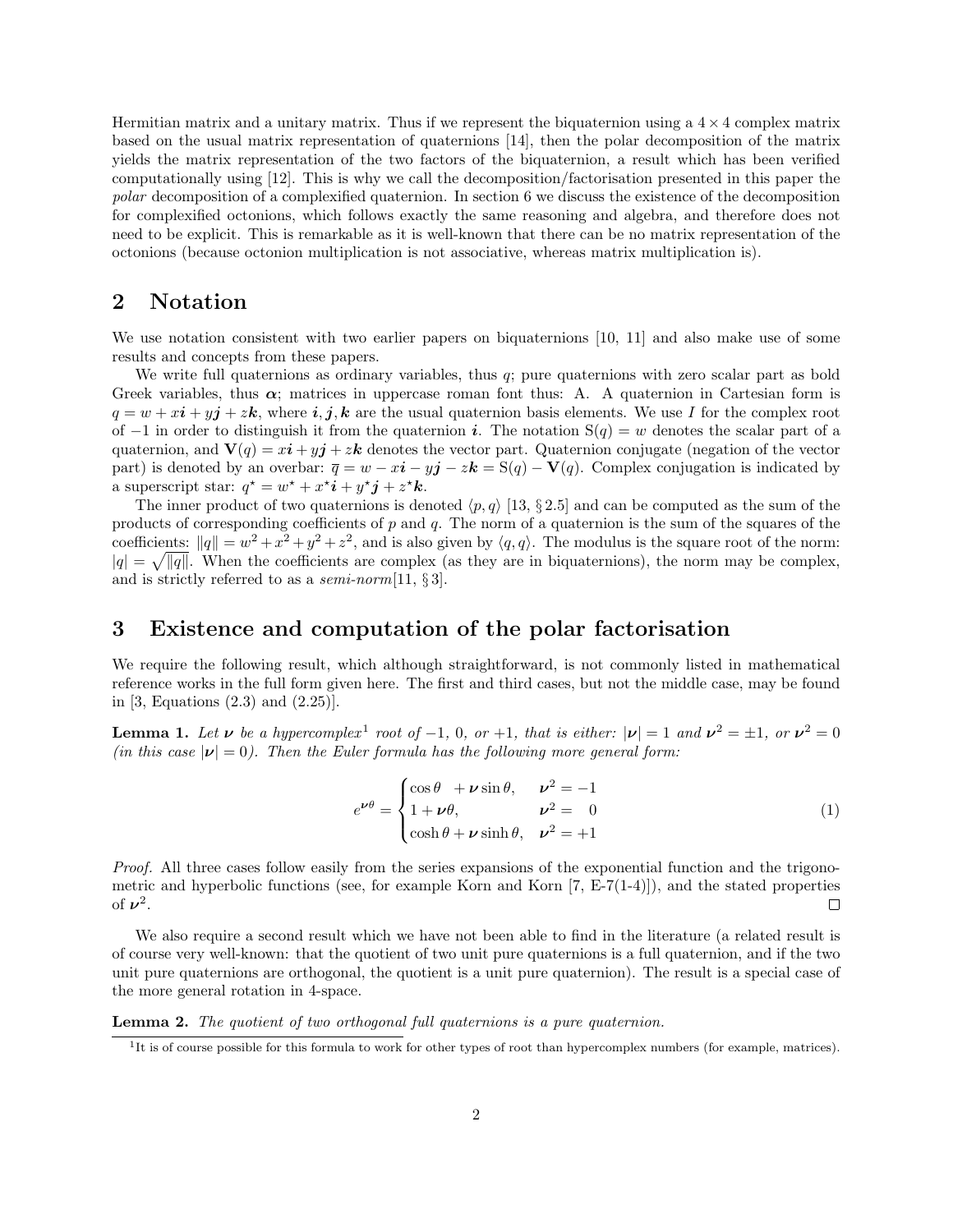Hermitian matrix and a unitary matrix. Thus if we represent the biquaternion using a $4 \times 4$ complex matrix based on the usual matrix representation of quaternions [14], then the polar decomposition of the matrix yields the matrix representation of the two factors of the biquaternion, a result which has been verified computationally using [12]. This is why we call the decomposition/factorisation presented in this paper the *polar* decomposition of a complexified quaternion. In section 6 we discuss the existence of the decomposition for complexified octonions, which follows exactly the same reasoning and algebra, and therefore does not need to be explicit. This is remarkable as it is well-known that there can be no matrix representation of the octonions (because octonion multiplication is not associative, whereas matrix multiplication is).

## 2 Notation

We use notation consistent with two earlier papers on biquaternions [10, 11] and also make use of some results and concepts from these papers.

We write full quaternions as ordinary variables, thus $q$; pure quaternions with zero scalar part as bold Greek variables, thus $\boldsymbol{\alpha}$; matrices in uppercase roman font thus: A. A quaternion in Cartesian form is $q = w + x\boldsymbol{i} + y\boldsymbol{j} + z\boldsymbol{k}$, where $\boldsymbol{i}, \boldsymbol{j}, \boldsymbol{k}$ are the usual quaternion basis elements. We use $I$ for the complex root of $-1$ in order to distinguish it from the quaternion $\boldsymbol{i}$. The notation $\mathrm{S}(q) = w$ denotes the scalar part of a quaternion, and $\mathbf{V}(q) = x\boldsymbol{i} + y\boldsymbol{j} + z\boldsymbol{k}$ denotes the vector part. Quaternion conjugate (negation of the vector part) is denoted by an overbar: $\overline{q} = w - x\boldsymbol{i} - y\boldsymbol{j} - z\boldsymbol{k} = \mathrm{S}(q) - \mathbf{V}(q)$. Complex conjugation is indicated by a superscript star: $q^\star = w^\star + x^\star\boldsymbol{i} + y^\star\boldsymbol{j} + z^\star\boldsymbol{k}$.

The inner product of two quaternions is denoted $\langle p, q\rangle$ [13, § 2.5] and can be computed as the sum of the products of corresponding coefficients of $p$ and $q$. The norm of a quaternion is the sum of the squares of the coefficients: $\|q\| = w^2 + x^2 + y^2 + z^2$, and is also given by $\langle q, q\rangle$. The modulus is the square root of the norm: $|q| = \sqrt{\|q\|}$. When the coefficients are complex (as they are in biquaternions), the norm may be complex, and is strictly referred to as a *semi-norm*[11, § 3].

## 3 Existence and computation of the polar factorisation

We require the following result, which although straightforward, is not commonly listed in mathematical reference works in the full form given here. The first and third cases, but not the middle case, may be found in [3, Equations (2.3) and (2.25)].

**Lemma 1.** *Let $\boldsymbol{\nu}$ be a hypercomplex[1] root of $-1$, $0$, or $+1$, that is either: $|\boldsymbol{\nu}| = 1$ and $\boldsymbol{\nu}^2 = \pm 1$, or $\boldsymbol{\nu}^2 = 0$ (in this case $|\boldsymbol{\nu}| = 0$). Then the Euler formula has the following more general form:*

$$e^{\boldsymbol{\nu}\theta} = \begin{cases} \cos\theta \ \ + \boldsymbol{\nu}\sin\theta, & \boldsymbol{\nu}^2 = -1 \\ 1 + \boldsymbol{\nu}\theta, & \boldsymbol{\nu}^2 = \ \ \ 0 \\ \cosh\theta + \boldsymbol{\nu}\sinh\theta, & \boldsymbol{\nu}^2 = +1 \end{cases} \tag{1}$$

*Proof.* All three cases follow easily from the series expansions of the exponential function and the trigonometric and hyperbolic functions (see, for example Korn and Korn [7, E-7(1-4)]), and the stated properties of $\boldsymbol{\nu}^2$. □

We also require a second result which we have not been able to find in the literature (a related result is of course very well-known: that the quotient of two unit pure quaternions is a full quaternion, and if the two unit pure quaternions are orthogonal, the quotient is a unit pure quaternion). The result is a special case of the more general rotation in 4-space.

**Lemma 2.** *The quotient of two orthogonal full quaternions is a pure quaternion.*

[1] It is of course possible for this formula to work for other types of root than hypercomplex numbers (for example, matrices).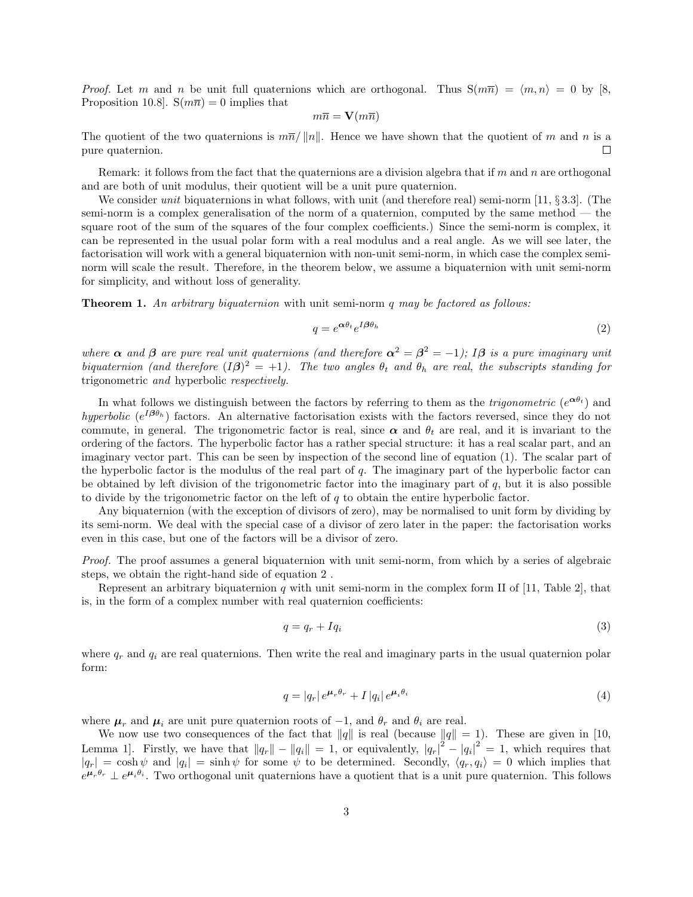*Proof.* Let $m$ and $n$ be unit full quaternions which are orthogonal. Thus $\mathrm{S}(m\overline{n}) = \langle m, n\rangle = 0$ by [8, Proposition 10.8]. $\mathrm{S}(m\overline{n}) = 0$ implies that

$$m\overline{n} = \mathbf{V}(m\overline{n})$$

The quotient of the two quaternions is $m\overline{n}/\left\|n\right\|$. Hence we have shown that the quotient of $m$ and $n$ is a pure quaternion. □

Remark: it follows from the fact that the quaternions are a division algebra that if $m$ and $n$ are orthogonal and are both of unit modulus, their quotient will be a unit pure quaternion.

We consider *unit* biquaternions in what follows, with unit (and therefore real) semi-norm [11, § 3.3]. (The semi-norm is a complex generalisation of the norm of a quaternion, computed by the same method — the square root of the sum of the squares of the four complex coefficients.) Since the semi-norm is complex, it can be represented in the usual polar form with a real modulus and a real angle. As we will see later, the factorisation will work with a general biquaternion with non-unit semi-norm, in which case the complex semi-norm will scale the result. Therefore, in the theorem below, we assume a biquaternion with unit semi-norm for simplicity, and without loss of generality.

**Theorem 1.** *An arbitrary biquaternion* with unit semi-norm $q$ *may be factored as follows:*

$$q = e^{\boldsymbol{\alpha}\theta_t} e^{I\boldsymbol{\beta}\theta_h} \tag{2}$$

*where $\boldsymbol{\alpha}$ and $\boldsymbol{\beta}$ are pure real unit quaternions (and therefore $\boldsymbol{\alpha}^2 = \boldsymbol{\beta}^2 = -1$); $I\boldsymbol{\beta}$ is a pure imaginary unit biquaternion (and therefore $(I\boldsymbol{\beta})^2 = +1$). The two angles $\theta_t$ and $\theta_h$ are real, the subscripts standing for* trigonometric *and* hyperbolic *respectively.*

In what follows we distinguish between the factors by referring to them as the *trigonometric* ($e^{\boldsymbol{\alpha}\theta_t}$) and *hyperbolic* ($e^{I\boldsymbol{\beta}\theta_h}$) factors. An alternative factorisation exists with the factors reversed, since they do not commute, in general. The trigonometric factor is real, since $\boldsymbol{\alpha}$ and $\theta_t$ are real, and it is invariant to the ordering of the factors. The hyperbolic factor has a rather special structure: it has a real scalar part, and an imaginary vector part. This can be seen by inspection of the second line of equation (1). The scalar part of the hyperbolic factor is the modulus of the real part of $q$. The imaginary part of the hyperbolic factor can be obtained by left division of the trigonometric factor into the imaginary part of $q$, but it is also possible to divide by the trigonometric factor on the left of $q$ to obtain the entire hyperbolic factor.

Any biquaternion (with the exception of divisors of zero), may be normalised to unit form by dividing by its semi-norm. We deal with the special case of a divisor of zero later in the paper: the factorisation works even in this case, but one of the factors will be a divisor of zero.

*Proof.* The proof assumes a general biquaternion with unit semi-norm, from which by a series of algebraic steps, we obtain the right-hand side of equation 2 .

Represent an arbitrary biquaternion $q$ with unit semi-norm in the complex form II of [11, Table 2], that is, in the form of a complex number with real quaternion coefficients:

$$q = q_r + I q_i \tag{3}$$

where $q_r$ and $q_i$ are real quaternions. Then write the real and imaginary parts in the usual quaternion polar form:

$$q = |q_r|\, e^{\boldsymbol{\mu}_r\theta_r} + I\, |q_i|\, e^{\boldsymbol{\mu}_i\theta_i} \tag{4}$$

where $\boldsymbol{\mu}_r$ and $\boldsymbol{\mu}_i$ are unit pure quaternion roots of $-1$, and $\theta_r$ and $\theta_i$ are real.

We now use two consequences of the fact that $\|q\|$ is real (because $\|q\| = 1$). These are given in [10, Lemma 1]. Firstly, we have that $\|q_r\| - \|q_i\| = 1$, or equivalently, $|q_r|^2 - |q_i|^2 = 1$, which requires that $|q_r| = \cosh\psi$ and $|q_i| = \sinh\psi$ for some $\psi$ to be determined. Secondly, $\langle q_r, q_i\rangle = 0$ which implies that $e^{\boldsymbol{\mu}_r\theta_r} \perp e^{\boldsymbol{\mu}_i\theta_i}$. Two orthogonal unit quaternions have a quotient that is a unit pure quaternion. This follows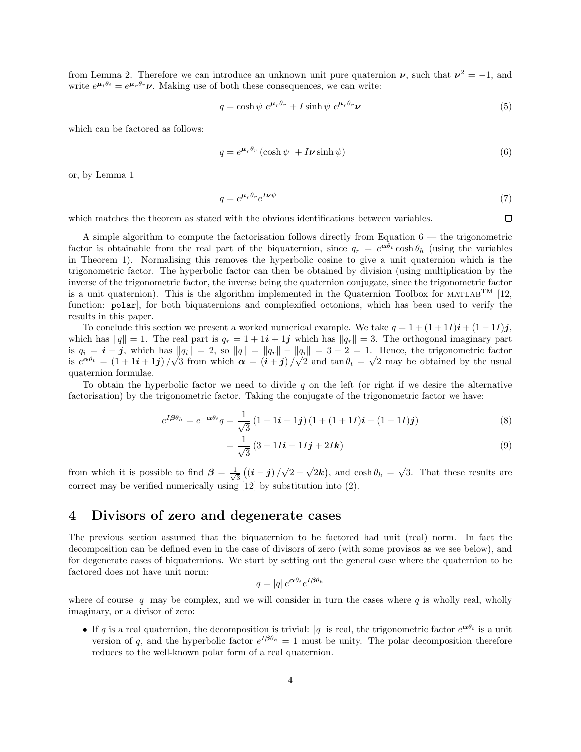from Lemma 2. Therefore we can introduce an unknown unit pure quaternion $\boldsymbol{\nu}$, such that $\boldsymbol{\nu}^2 = -1$, and write $e^{\boldsymbol{\mu}_i \theta_i} = e^{\boldsymbol{\mu}_r \theta_r}\boldsymbol{\nu}$. Making use of both these consequences, we can write:

$$q = \cosh\psi \; e^{\boldsymbol{\mu}_r \theta_r} + I \sinh\psi \; e^{\boldsymbol{\mu}_r \theta_r}\boldsymbol{\nu} \tag{5}$$

which can be factored as follows:

$$q = e^{\boldsymbol{\mu}_r \theta_r} \left(\cosh\psi \; + I\boldsymbol{\nu}\sinh\psi\right) \tag{6}$$

or, by Lemma 1

$$q = e^{\boldsymbol{\mu}_r \theta_r} e^{I\boldsymbol{\nu}\psi} \tag{7}$$

which matches the theorem as stated with the obvious identifications between variables. □

A simple algorithm to compute the factorisation follows directly from Equation 6 — the trigonometric factor is obtainable from the real part of the biquaternion, since $q_r = e^{\boldsymbol{\alpha}\theta_t}\cosh\theta_h$ (using the variables in Theorem 1). Normalising this removes the hyperbolic cosine to give a unit quaternion which is the trigonometric factor. The hyperbolic factor can then be obtained by division (using multiplication by the inverse of the trigonometric factor, the inverse being the quaternion conjugate, since the trigonometric factor is a unit quaternion). This is the algorithm implemented in the Quaternion Toolbox for MATLAB™ [12, function: `polar`], for both biquaternions and complexified octonions, which has been used to verify the results in this paper.

To conclude this section we present a worked numerical example. We take $q = 1 + (1 + 1I)\boldsymbol{i} + (1 - 1I)\boldsymbol{j}$, which has $\|q\| = 1$. The real part is $q_r = 1 + 1\boldsymbol{i} + 1\boldsymbol{j}$ which has $\|q_r\| = 3$. The orthogonal imaginary part is $q_i = \boldsymbol{i} - \boldsymbol{j}$, which has $\|q_i\| = 2$, so $\|q\| = \|q_r\| - \|q_i\| = 3 - 2 = 1$. Hence, the trigonometric factor is $e^{\boldsymbol{\alpha}\theta_t} = (1 + 1\boldsymbol{i} + 1\boldsymbol{j})/\sqrt{3}$ from which $\boldsymbol{\alpha} = (\boldsymbol{i} + \boldsymbol{j})/\sqrt{2}$ and $\tan\theta_t = \sqrt{2}$ may be obtained by the usual quaternion formulae.

To obtain the hyperbolic factor we need to divide $q$ on the left (or right if we desire the alternative factorisation) by the trigonometric factor. Taking the conjugate of the trigonometric factor we have:

$$e^{I\boldsymbol{\beta}\theta_h} = e^{-\boldsymbol{\alpha}\theta_t} q = \frac{1}{\sqrt{3}}\left(1 - 1\boldsymbol{i} - 1\boldsymbol{j}\right)\left(1 + (1 + 1I)\boldsymbol{i} + (1 - 1I)\boldsymbol{j}\right) \tag{8}$$

$$= \frac{1}{\sqrt{3}}\left(3 + 1I\boldsymbol{i} - 1I\boldsymbol{j} + 2I\boldsymbol{k}\right) \tag{9}$$

from which it is possible to find $\boldsymbol{\beta} = \frac{1}{\sqrt{3}}\left((\boldsymbol{i} - \boldsymbol{j})/\sqrt{2} + \sqrt{2}\boldsymbol{k}\right)$, and $\cosh\theta_h = \sqrt{3}$. That these results are correct may be verified numerically using [12] by substitution into (2).

# 4 Divisors of zero and degenerate cases

The previous section assumed that the biquaternion to be factored had unit (real) norm. In fact the decomposition can be defined even in the case of divisors of zero (with some provisos as we see below), and for degenerate cases of biquaternions. We start by setting out the general case where the quaternion to be factored does not have unit norm:

$$q = |q|\, e^{\boldsymbol{\alpha}\theta_t} e^{I\boldsymbol{\beta}\theta_h}$$

where of course $|q|$ may be complex, and we will consider in turn the cases where $q$ is wholly real, wholly imaginary, or a divisor of zero:

- If $q$ is a real quaternion, the decomposition is trivial: $|q|$ is real, the trigonometric factor $e^{\boldsymbol{\alpha}\theta_t}$ is a unit version of $q$, and the hyperbolic factor $e^{I\boldsymbol{\beta}\theta_h} = 1$ must be unity. The polar decomposition therefore reduces to the well-known polar form of a real quaternion.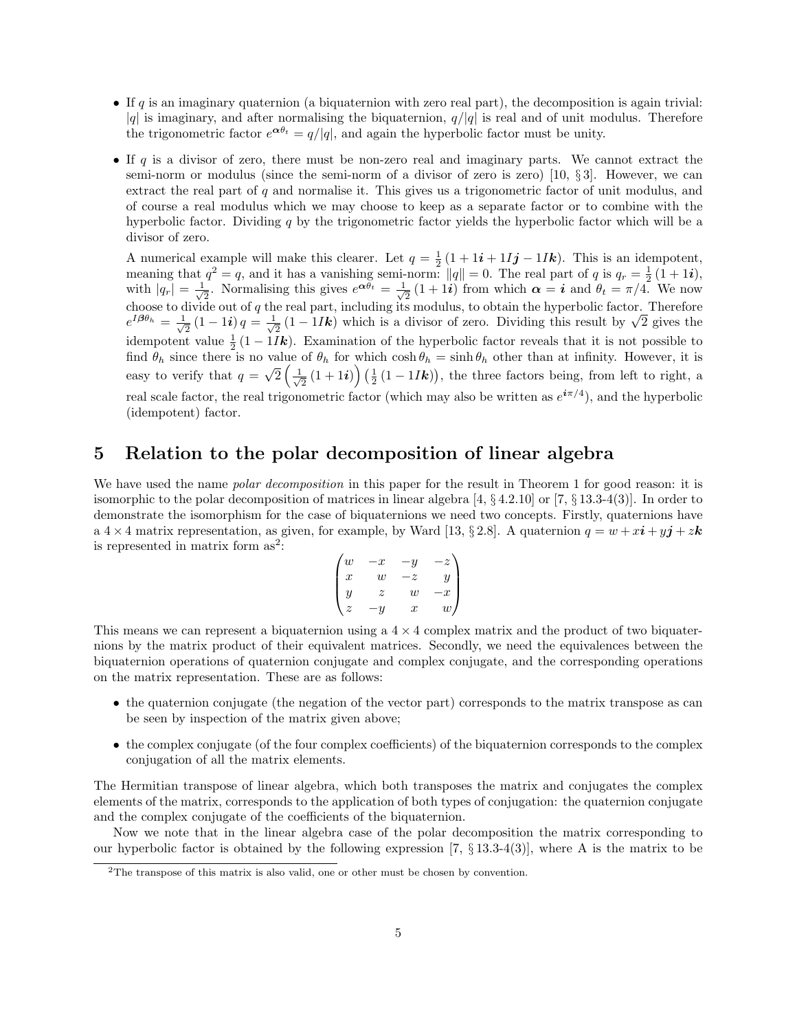- If $q$ is an imaginary quaternion (a biquaternion with zero real part), the decomposition is again trivial: $|q|$ is imaginary, and after normalising the biquaternion, $q/|q|$ is real and of unit modulus. Therefore the trigonometric factor $e^{\boldsymbol{\alpha}\theta_t} = q/|q|$, and again the hyperbolic factor must be unity.

- If $q$ is a divisor of zero, there must be non-zero real and imaginary parts. We cannot extract the semi-norm or modulus (since the semi-norm of a divisor of zero is zero) [10, § 3]. However, we can extract the real part of $q$ and normalise it. This gives us a trigonometric factor of unit modulus, and of course a real modulus which we may choose to keep as a separate factor or to combine with the hyperbolic factor. Dividing $q$ by the trigonometric factor yields the hyperbolic factor which will be a divisor of zero.

  A numerical example will make this clearer. Let $q = \frac{1}{2}(1 + 1\boldsymbol{i} + 1I\boldsymbol{j} - 1I\boldsymbol{k})$. This is an idempotent, meaning that $q^2 = q$, and it has a vanishing semi-norm: $\|q\| = 0$. The real part of $q$ is $q_r = \frac{1}{2}(1 + 1\boldsymbol{i})$, with $|q_r| = \frac{1}{\sqrt{2}}$. Normalising this gives $e^{\boldsymbol{\alpha}\theta_t} = \frac{1}{\sqrt{2}}(1 + 1\boldsymbol{i})$ from which $\boldsymbol{\alpha} = \boldsymbol{i}$ and $\theta_t = \pi/4$. We now choose to divide out of $q$ the real part, including its modulus, to obtain the hyperbolic factor. Therefore $e^{I\boldsymbol{\beta}\theta_h} = \frac{1}{\sqrt{2}}(1 - 1\boldsymbol{i})\, q = \frac{1}{\sqrt{2}}(1 - 1I\boldsymbol{k})$ which is a divisor of zero. Dividing this result by $\sqrt{2}$ gives the idempotent value $\frac{1}{2}(1 - 1I\boldsymbol{k})$. Examination of the hyperbolic factor reveals that it is not possible to find $\theta_h$ since there is no value of $\theta_h$ for which $\cosh\theta_h = \sinh\theta_h$ other than at infinity. However, it is easy to verify that $q = \sqrt{2}\left(\frac{1}{\sqrt{2}}(1 + 1\boldsymbol{i})\right)\left(\frac{1}{2}(1 - 1I\boldsymbol{k})\right)$, the three factors being, from left to right, a real scale factor, the real trigonometric factor (which may also be written as $e^{\boldsymbol{i}\pi/4}$), and the hyperbolic (idempotent) factor.

## 5 Relation to the polar decomposition of linear algebra

We have used the name *polar decomposition* in this paper for the result in Theorem 1 for good reason: it is isomorphic to the polar decomposition of matrices in linear algebra [4, § 4.2.10] or [7, § 13.3-4(3)]. In order to demonstrate the isomorphism for the case of biquaternions we need two concepts. Firstly, quaternions have a $4 \times 4$ matrix representation, as given, for example, by Ward [13, § 2.8]. A quaternion $q = w + x\boldsymbol{i} + y\boldsymbol{j} + z\boldsymbol{k}$ is represented in matrix form as[2]:

$$
\begin{pmatrix}
w & -x & -y & -z \\
x & w & -z & y \\
y & z & w & -x \\
z & -y & x & w
\end{pmatrix}
$$

This means we can represent a biquaternion using a $4 \times 4$ complex matrix and the product of two biquaternions by the matrix product of their equivalent matrices. Secondly, we need the equivalences between the biquaternion operations of quaternion conjugate and complex conjugate, and the corresponding operations on the matrix representation. These are as follows:

- the quaternion conjugate (the negation of the vector part) corresponds to the matrix transpose as can be seen by inspection of the matrix given above;
- the complex conjugate (of the four complex coefficients) of the biquaternion corresponds to the complex conjugation of all the matrix elements.

The Hermitian transpose of linear algebra, which both transposes the matrix and conjugates the complex elements of the matrix, corresponds to the application of both types of conjugation: the quaternion conjugate and the complex conjugate of the coefficients of the biquaternion.

Now we note that in the linear algebra case of the polar decomposition the matrix corresponding to our hyperbolic factor is obtained by the following expression [7, § 13.3-4(3)], where A is the matrix to be

[2] The transpose of this matrix is also valid, one or other must be chosen by convention.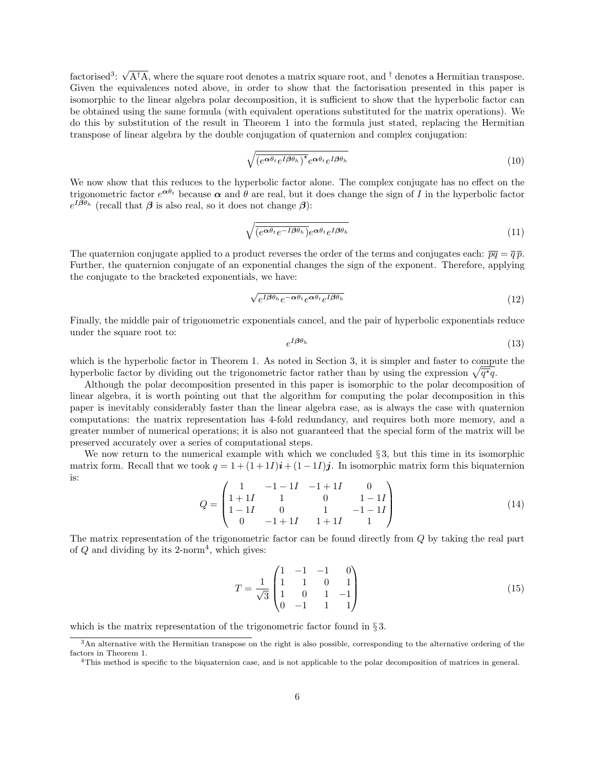factorised[3]: $\sqrt{\mathrm{A}^\dagger \mathrm{A}}$, where the square root denotes a matrix square root, and $^\dagger$ denotes a Hermitian transpose. Given the equivalences noted above, in order to show that the factorisation presented in this paper is isomorphic to the linear algebra polar decomposition, it is sufficient to show that the hyperbolic factor can be obtained using the same formula (with equivalent operations substituted for the matrix operations). We do this by substitution of the result in Theorem 1 into the formula just stated, replacing the Hermitian transpose of linear algebra by the double conjugation of quaternion and complex conjugation:

$$\sqrt{\left(e^{\boldsymbol{\alpha}\theta_t} e^{I\boldsymbol{\beta}\theta_h}\right)^{\star} e^{\boldsymbol{\alpha}\theta_t} e^{I\boldsymbol{\beta}\theta_h}} \tag{10}$$

We now show that this reduces to the hyperbolic factor alone. The complex conjugate has no effect on the trigonometric factor $e^{\boldsymbol{\alpha}\theta_t}$ because $\boldsymbol{\alpha}$ and $\theta$ are real, but it does change the sign of $I$ in the hyperbolic factor $e^{I\boldsymbol{\beta}\theta_h}$ (recall that $\boldsymbol{\beta}$ is also real, so it does not change $\boldsymbol{\beta}$):

$$\sqrt{\overline{\left(e^{\boldsymbol{\alpha}\theta_t} e^{-I\boldsymbol{\beta}\theta_h}\right)} e^{\boldsymbol{\alpha}\theta_t} e^{I\boldsymbol{\beta}\theta_h}} \tag{11}$$

The quaternion conjugate applied to a product reverses the order of the terms and conjugates each: $\overline{pq} = \overline{q}\,\overline{p}$. Further, the quaternion conjugate of an exponential changes the sign of the exponent. Therefore, applying the conjugate to the bracketed exponentials, we have:

$$\sqrt{e^{I\boldsymbol{\beta}\theta_h} e^{-\boldsymbol{\alpha}\theta_t} e^{\boldsymbol{\alpha}\theta_t} e^{I\boldsymbol{\beta}\theta_h}} \tag{12}$$

Finally, the middle pair of trigonometric exponentials cancel, and the pair of hyperbolic exponentials reduce under the square root to:

$$e^{I\boldsymbol{\beta}\theta_h} \tag{13}$$

which is the hyperbolic factor in Theorem 1. As noted in Section 3, it is simpler and faster to compute the hyperbolic factor by dividing out the trigonometric factor rather than by using the expression $\sqrt{\overline{q^\star} q}$.

Although the polar decomposition presented in this paper is isomorphic to the polar decomposition of linear algebra, it is worth pointing out that the algorithm for computing the polar decomposition in this paper is inevitably considerably faster than the linear algebra case, as is always the case with quaternion computations: the matrix representation has 4-fold redundancy, and requires both more memory, and a greater number of numerical operations; it is also not guaranteed that the special form of the matrix will be preserved accurately over a series of computational steps.

We now return to the numerical example with which we concluded § 3, but this time in its isomorphic matrix form. Recall that we took $q = 1 + (1+1I)\boldsymbol{i} + (1-1I)\boldsymbol{j}$. In isomorphic matrix form this biquaternion is:

$$Q = \begin{pmatrix} 1 & -1-1I & -1+1I & 0 \\ 1+1I & 1 & 0 & 1-1I \\ 1-1I & 0 & 1 & -1-1I \\ 0 & -1+1I & 1+1I & 1 \end{pmatrix} \tag{14}$$

The matrix representation of the trigonometric factor can be found directly from $Q$ by taking the real part of $Q$ and dividing by its 2-norm[4], which gives:

$$T = \frac{1}{\sqrt{3}} \begin{pmatrix} 1 & -1 & -1 & 0 \\ 1 & 1 & 0 & 1 \\ 1 & 0 & 1 & -1 \\ 0 & -1 & 1 & 1 \end{pmatrix} \tag{15}$$

which is the matrix representation of the trigonometric factor found in § 3.

---

[3] An alternative with the Hermitian transpose on the right is also possible, corresponding to the alternative ordering of the factors in Theorem 1.

[4] This method is specific to the biquaternion case, and is not applicable to the polar decomposition of matrices in general.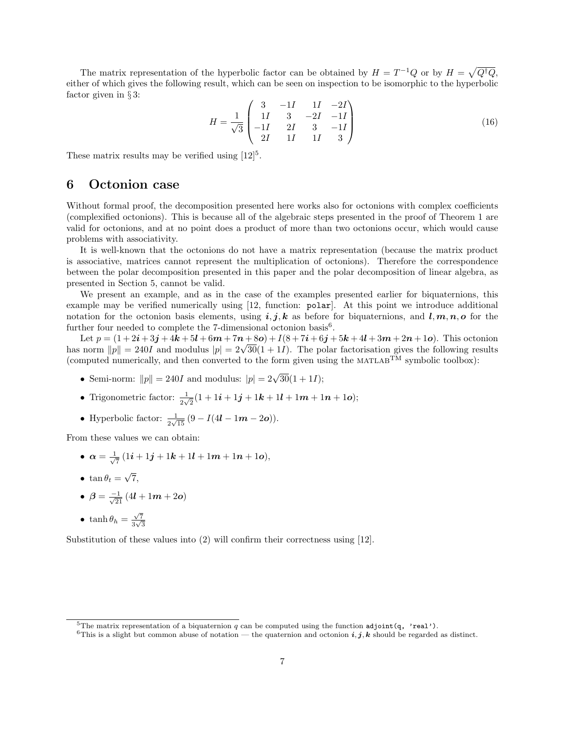The matrix representation of the hyperbolic factor can be obtained by $H = T^{-1}Q$ or by $H = \sqrt{Q^\dagger Q}$, either of which gives the following result, which can be seen on inspection to be isomorphic to the hyperbolic factor given in § 3:

$$H = \frac{1}{\sqrt{3}} \begin{pmatrix} 3 & -1I & 1I & -2I \\ 1I & 3 & -2I & -1I \\ -1I & 2I & 3 & -1I \\ 2I & 1I & 1I & 3 \end{pmatrix} \tag{16}$$

These matrix results may be verified using [12][5].

# 6 Octonion case

Without formal proof, the decomposition presented here works also for octonions with complex coefficients (complexified octonions). This is because all of the algebraic steps presented in the proof of Theorem 1 are valid for octonions, and at no point does a product of more than two octonions occur, which would cause problems with associativity.

It is well-known that the octonions do not have a matrix representation (because the matrix product is associative, matrices cannot represent the multiplication of octonions). Therefore the correspondence between the polar decomposition presented in this paper and the polar decomposition of linear algebra, as presented in Section 5, cannot be valid.

We present an example, and as in the case of the examples presented earlier for biquaternions, this example may be verified numerically using [12, function: `polar`]. At this point we introduce additional notation for the octonion basis elements, using $\boldsymbol{i}, \boldsymbol{j}, \boldsymbol{k}$ as before for biquaternions, and $\boldsymbol{l}, \boldsymbol{m}, \boldsymbol{n}, \boldsymbol{o}$ for the further four needed to complete the 7-dimensional octonion basis[6].

Let $p = (1 + 2\boldsymbol{i} + 3\boldsymbol{j} + 4\boldsymbol{k} + 5\boldsymbol{l} + 6\boldsymbol{m} + 7\boldsymbol{n} + 8\boldsymbol{o}) + I(8 + 7\boldsymbol{i} + 6\boldsymbol{j} + 5\boldsymbol{k} + 4\boldsymbol{l} + 3\boldsymbol{m} + 2\boldsymbol{n} + 1\boldsymbol{o})$. This octonion has norm $\|p\| = 240I$ and modulus $|p| = 2\sqrt{30}(1 + 1I)$. The polar factorisation gives the following results (computed numerically, and then converted to the form given using the MATLAB™ symbolic toolbox):

- Semi-norm: $\|p\| = 240I$ and modulus: $|p| = 2\sqrt{30}(1 + 1I)$;
- Trigonometric factor: $\frac{1}{2\sqrt{2}}(1 + 1\boldsymbol{i} + 1\boldsymbol{j} + 1\boldsymbol{k} + 1\boldsymbol{l} + 1\boldsymbol{m} + 1\boldsymbol{n} + 1\boldsymbol{o})$;
- Hyperbolic factor: $\frac{1}{2\sqrt{15}}\left(9 - I(4\boldsymbol{l} - 1\boldsymbol{m} - 2\boldsymbol{o})\right)$.

From these values we can obtain:

- $\boldsymbol{\alpha} = \frac{1}{\sqrt{7}}\left(1\boldsymbol{i} + 1\boldsymbol{j} + 1\boldsymbol{k} + 1\boldsymbol{l} + 1\boldsymbol{m} + 1\boldsymbol{n} + 1\boldsymbol{o}\right)$,
- $\tan\theta_t = \sqrt{7}$,
- $\boldsymbol{\beta} = \frac{-1}{\sqrt{21}}\left(4\boldsymbol{l} + 1\boldsymbol{m} + 2\boldsymbol{o}\right)$
- $\tanh\theta_h = \frac{\sqrt{7}}{3\sqrt{3}}$

Substitution of these values into (2) will confirm their correctness using [12].

---

[5] The matrix representation of a biquaternion $q$ can be computed using the function `adjoint(q, 'real')`.

[6] This is a slight but common abuse of notation — the quaternion and octonion $\boldsymbol{i}, \boldsymbol{j}, \boldsymbol{k}$ should be regarded as distinct.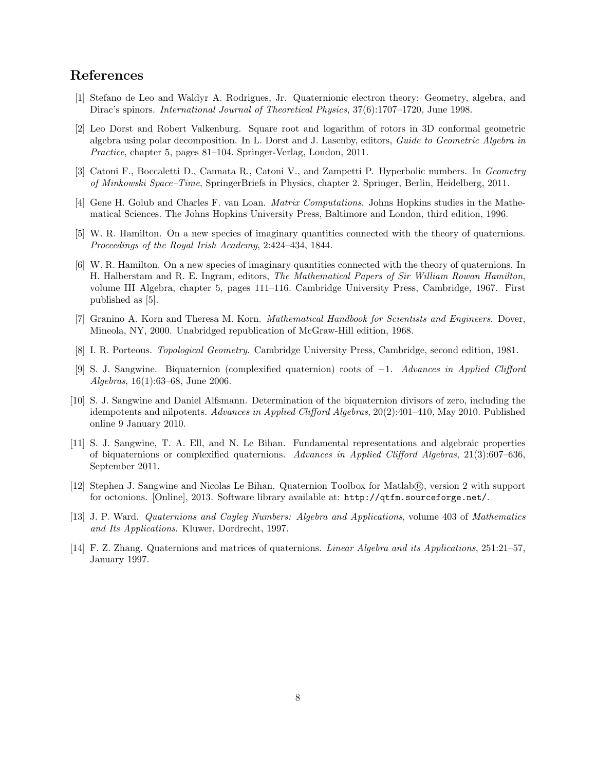## References

[1] Stefano de Leo and Waldyr A. Rodrigues, Jr. Quaternionic electron theory: Geometry, algebra, and Dirac's spinors. *International Journal of Theoretical Physics*, 37(6):1707–1720, June 1998.

[2] Leo Dorst and Robert Valkenburg. Square root and logarithm of rotors in 3D conformal geometric algebra using polar decomposition. In L. Dorst and J. Lasenby, editors, *Guide to Geometric Algebra in Practice*, chapter 5, pages 81–104. Springer-Verlag, London, 2011.

[3] Catoni F., Boccaletti D., Cannata R., Catoni V., and Zampetti P. Hyperbolic numbers. In *Geometry of Minkowski Space–Time*, SpringerBriefs in Physics, chapter 2. Springer, Berlin, Heidelberg, 2011.

[4] Gene H. Golub and Charles F. van Loan. *Matrix Computations*. Johns Hopkins studies in the Mathematical Sciences. The Johns Hopkins University Press, Baltimore and London, third edition, 1996.

[5] W. R. Hamilton. On a new species of imaginary quantities connected with the theory of quaternions. *Proceedings of the Royal Irish Academy*, 2:424–434, 1844.

[6] W. R. Hamilton. On a new species of imaginary quantities connected with the theory of quaternions. In H. Halberstam and R. E. Ingram, editors, *The Mathematical Papers of Sir William Rowan Hamilton*, volume III Algebra, chapter 5, pages 111–116. Cambridge University Press, Cambridge, 1967. First published as [5].

[7] Granino A. Korn and Theresa M. Korn. *Mathematical Handbook for Scientists and Engineers*. Dover, Mineola, NY, 2000. Unabridged republication of McGraw-Hill edition, 1968.

[8] I. R. Porteous. *Topological Geometry*. Cambridge University Press, Cambridge, second edition, 1981.

[9] S. J. Sangwine. Biquaternion (complexified quaternion) roots of $-1$. *Advances in Applied Clifford Algebras*, 16(1):63–68, June 2006.

[10] S. J. Sangwine and Daniel Alfsmann. Determination of the biquaternion divisors of zero, including the idempotents and nilpotents. *Advances in Applied Clifford Algebras*, 20(2):401–410, May 2010. Published online 9 January 2010.

[11] S. J. Sangwine, T. A. Ell, and N. Le Bihan. Fundamental representations and algebraic properties of biquaternions or complexified quaternions. *Advances in Applied Clifford Algebras*, 21(3):607–636, September 2011.

[12] Stephen J. Sangwine and Nicolas Le Bihan. Quaternion Toolbox for Matlab®, version 2 with support for octonions. [Online], 2013. Software library available at: `http://qtfm.sourceforge.net/`.

[13] J. P. Ward. *Quaternions and Cayley Numbers: Algebra and Applications*, volume 403 of *Mathematics and Its Applications*. Kluwer, Dordrecht, 1997.

[14] F. Z. Zhang. Quaternions and matrices of quaternions. *Linear Algebra and its Applications*, 251:21–57, January 1997.